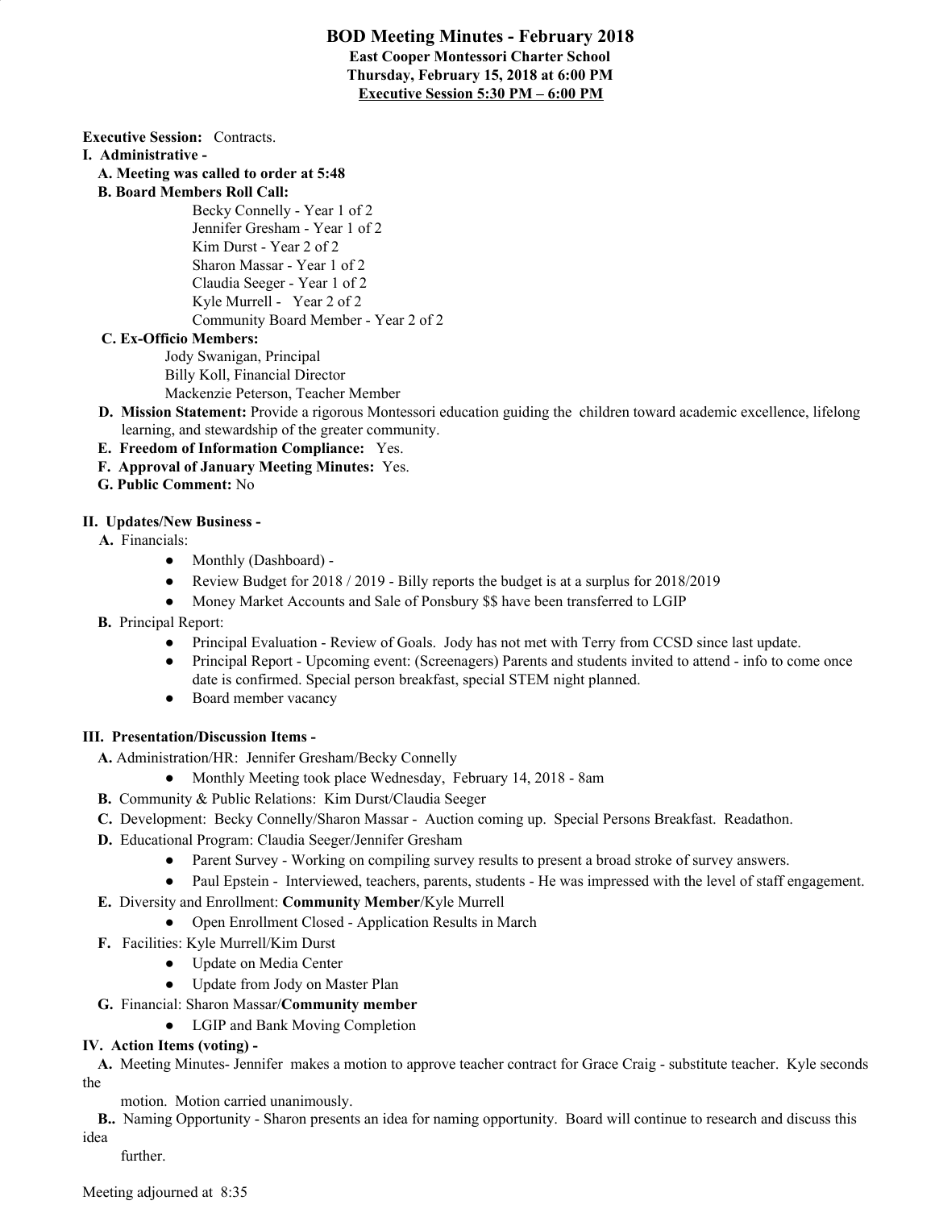# BOD Meeting Minutes - February 2018

**East Cooper Montessori Charter School**
**Thursday, February 15, 2018 at 6:00 PM**
**Executive Session 5:30 PM – 6:00 PM**

**Executive Session:** Contracts.

**I. Administrative -**

**A. Meeting was called to order at 5:48**

**B. Board Members Roll Call:**

Becky Connelly - Year 1 of 2
Jennifer Gresham - Year 1 of 2
Kim Durst - Year 2 of 2
Sharon Massar - Year 1 of 2
Claudia Seeger - Year 1 of 2
Kyle Murrell - Year 2 of 2
Community Board Member - Year 2 of 2

**C. Ex-Officio Members:**

Jody Swanigan, Principal
Billy Koll, Financial Director
Mackenzie Peterson, Teacher Member

**D. Mission Statement:** Provide a rigorous Montessori education guiding the children toward academic excellence, lifelong learning, and stewardship of the greater community.

**E. Freedom of Information Compliance:** Yes.

**F. Approval of January Meeting Minutes:** Yes.

**G. Public Comment:** No

**II. Updates/New Business -**

**A.** Financials:

- Monthly (Dashboard) -
- Review Budget for 2018 / 2019 - Billy reports the budget is at a surplus for 2018/2019
- Money Market Accounts and Sale of Ponsbury $$ have been transferred to LGIP

**B.** Principal Report:

- Principal Evaluation - Review of Goals. Jody has not met with Terry from CCSD since last update.
- Principal Report - Upcoming event: (Screenagers) Parents and students invited to attend - info to come once date is confirmed. Special person breakfast, special STEM night planned.
- Board member vacancy

**III. Presentation/Discussion Items -**

**A.** Administration/HR: Jennifer Gresham/Becky Connelly

- Monthly Meeting took place Wednesday, February 14, 2018 - 8am

**B.** Community & Public Relations: Kim Durst/Claudia Seeger

**C.** Development: Becky Connelly/Sharon Massar - Auction coming up. Special Persons Breakfast. Readathon.

**D.** Educational Program: Claudia Seeger/Jennifer Gresham

- Parent Survey - Working on compiling survey results to present a broad stroke of survey answers.
- Paul Epstein - Interviewed, teachers, parents, students - He was impressed with the level of staff engagement.

**E.** Diversity and Enrollment: **Community Member**/Kyle Murrell

- Open Enrollment Closed - Application Results in March

**F.** Facilities: Kyle Murrell/Kim Durst

- Update on Media Center
- Update from Jody on Master Plan

**G.** Financial: Sharon Massar/**Community member**

- LGIP and Bank Moving Completion

**IV. Action Items (voting) -**

**A.** Meeting Minutes- Jennifer makes a motion to approve teacher contract for Grace Craig - substitute teacher. Kyle seconds the motion. Motion carried unanimously.

**B.** Naming Opportunity - Sharon presents an idea for naming opportunity. Board will continue to research and discuss this idea further.

Meeting adjourned at 8:35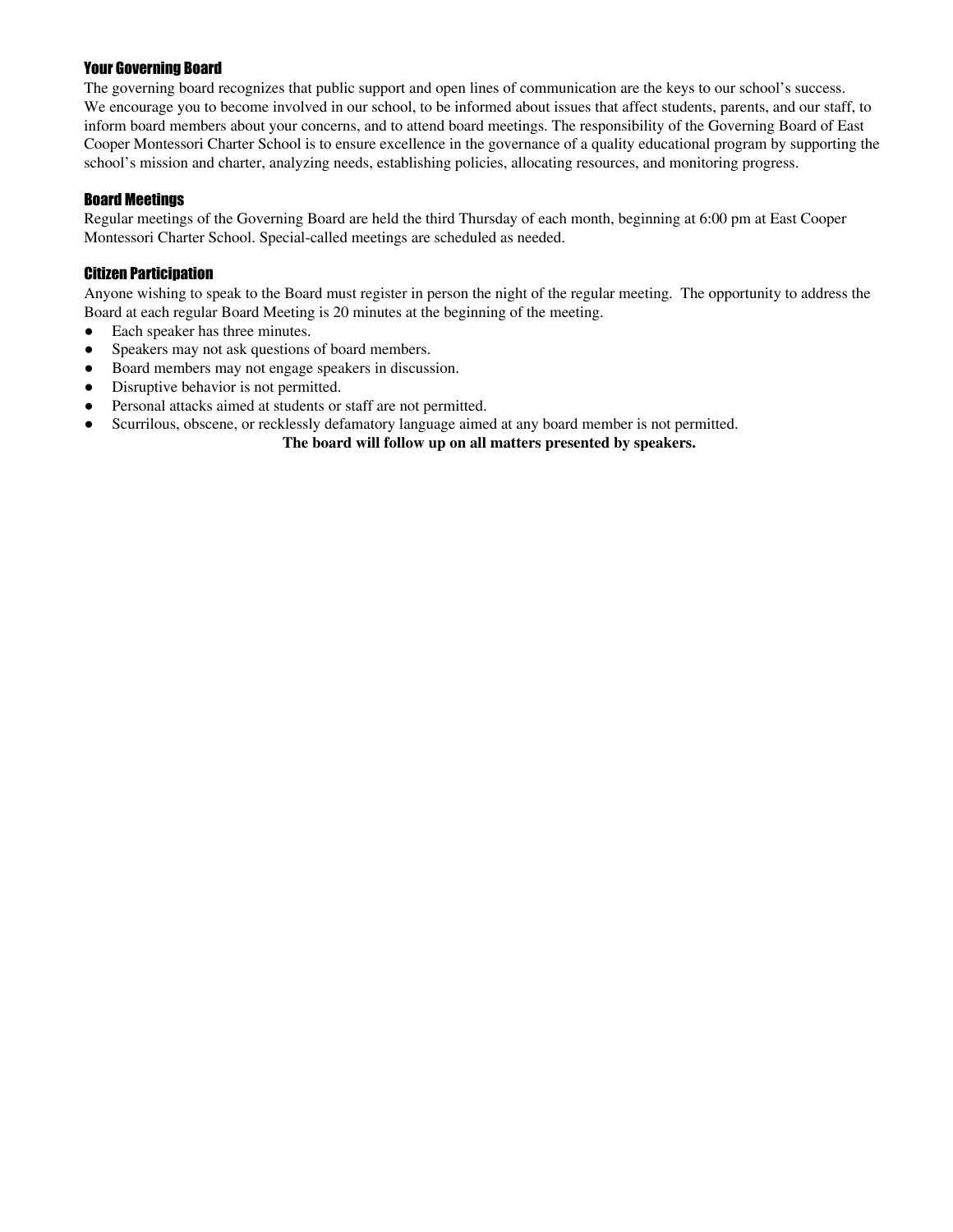### Your Governing Board

The governing board recognizes that public support and open lines of communication are the keys to our school's success. We encourage you to become involved in our school, to be informed about issues that affect students, parents, and our staff, to inform board members about your concerns, and to attend board meetings. The responsibility of the Governing Board of East Cooper Montessori Charter School is to ensure excellence in the governance of a quality educational program by supporting the school's mission and charter, analyzing needs, establishing policies, allocating resources, and monitoring progress.

### Board Meetings

Regular meetings of the Governing Board are held the third Thursday of each month, beginning at 6:00 pm at East Cooper Montessori Charter School. Special-called meetings are scheduled as needed.

### Citizen Participation

Anyone wishing to speak to the Board must register in person the night of the regular meeting. The opportunity to address the Board at each regular Board Meeting is 20 minutes at the beginning of the meeting.

- Each speaker has three minutes.
- Speakers may not ask questions of board members.
- Board members may not engage speakers in discussion.
- Disruptive behavior is not permitted.
- Personal attacks aimed at students or staff are not permitted.
- Scurrilous, obscene, or recklessly defamatory language aimed at any board member is not permitted.

**The board will follow up on all matters presented by speakers.**